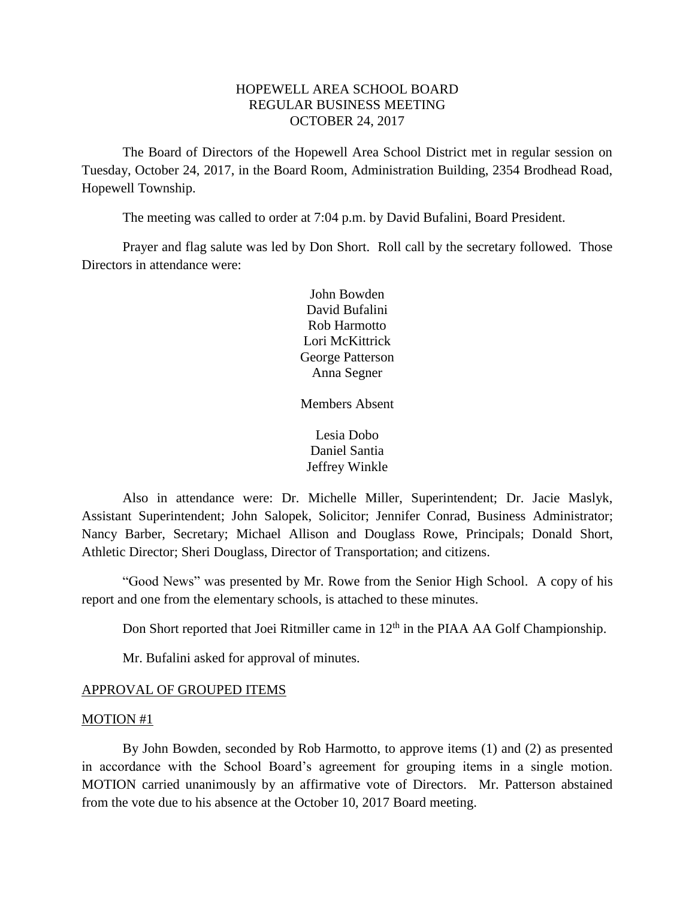# HOPEWELL AREA SCHOOL BOARD
## REGULAR BUSINESS MEETING
## OCTOBER 24, 2017

The Board of Directors of the Hopewell Area School District met in regular session on Tuesday, October 24, 2017, in the Board Room, Administration Building, 2354 Brodhead Road, Hopewell Township.

The meeting was called to order at 7:04 p.m. by David Bufalini, Board President.

Prayer and flag salute was led by Don Short. Roll call by the secretary followed. Those Directors in attendance were:

John Bowden
David Bufalini
Rob Harmotto
Lori McKittrick
George Patterson
Anna Segner

Members Absent

Lesia Dobo
Daniel Santia
Jeffrey Winkle

Also in attendance were: Dr. Michelle Miller, Superintendent; Dr. Jacie Maslyk, Assistant Superintendent; John Salopek, Solicitor; Jennifer Conrad, Business Administrator; Nancy Barber, Secretary; Michael Allison and Douglass Rowe, Principals; Donald Short, Athletic Director; Sheri Douglass, Director of Transportation; and citizens.

"Good News" was presented by Mr. Rowe from the Senior High School. A copy of his report and one from the elementary schools, is attached to these minutes.

Don Short reported that Joei Ritmiller came in 12th in the PIAA AA Golf Championship.

Mr. Bufalini asked for approval of minutes.

APPROVAL OF GROUPED ITEMS

MOTION #1

By John Bowden, seconded by Rob Harmotto, to approve items (1) and (2) as presented in accordance with the School Board's agreement for grouping items in a single motion. MOTION carried unanimously by an affirmative vote of Directors. Mr. Patterson abstained from the vote due to his absence at the October 10, 2017 Board meeting.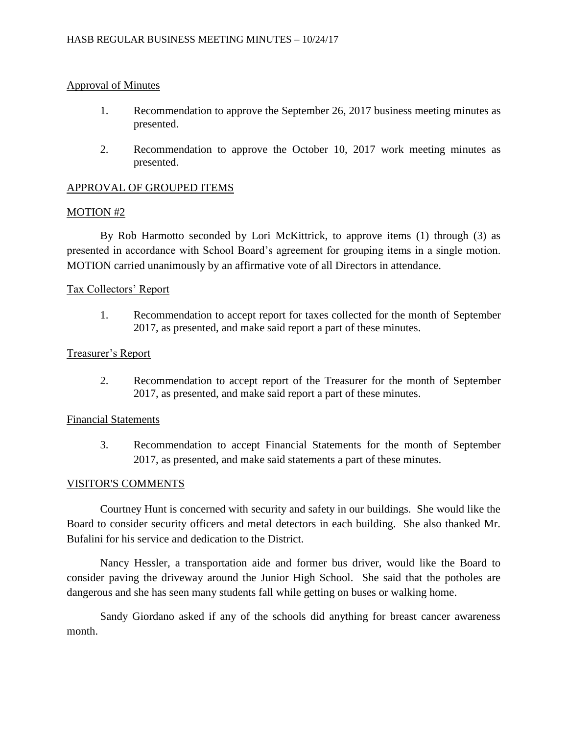Approval of Minutes

1. Recommendation to approve the September 26, 2017 business meeting minutes as presented.

2. Recommendation to approve the October 10, 2017 work meeting minutes as presented.

## APPROVAL OF GROUPED ITEMS

MOTION #2

By Rob Harmotto seconded by Lori McKittrick, to approve items (1) through (3) as presented in accordance with School Board's agreement for grouping items in a single motion. MOTION carried unanimously by an affirmative vote of all Directors in attendance.

Tax Collectors' Report

1. Recommendation to accept report for taxes collected for the month of September 2017, as presented, and make said report a part of these minutes.

Treasurer's Report

2. Recommendation to accept report of the Treasurer for the month of September 2017, as presented, and make said report a part of these minutes.

Financial Statements

3. Recommendation to accept Financial Statements for the month of September 2017, as presented, and make said statements a part of these minutes.

## VISITOR'S COMMENTS

Courtney Hunt is concerned with security and safety in our buildings. She would like the Board to consider security officers and metal detectors in each building. She also thanked Mr. Bufalini for his service and dedication to the District.

Nancy Hessler, a transportation aide and former bus driver, would like the Board to consider paving the driveway around the Junior High School. She said that the potholes are dangerous and she has seen many students fall while getting on buses or walking home.

Sandy Giordano asked if any of the schools did anything for breast cancer awareness month.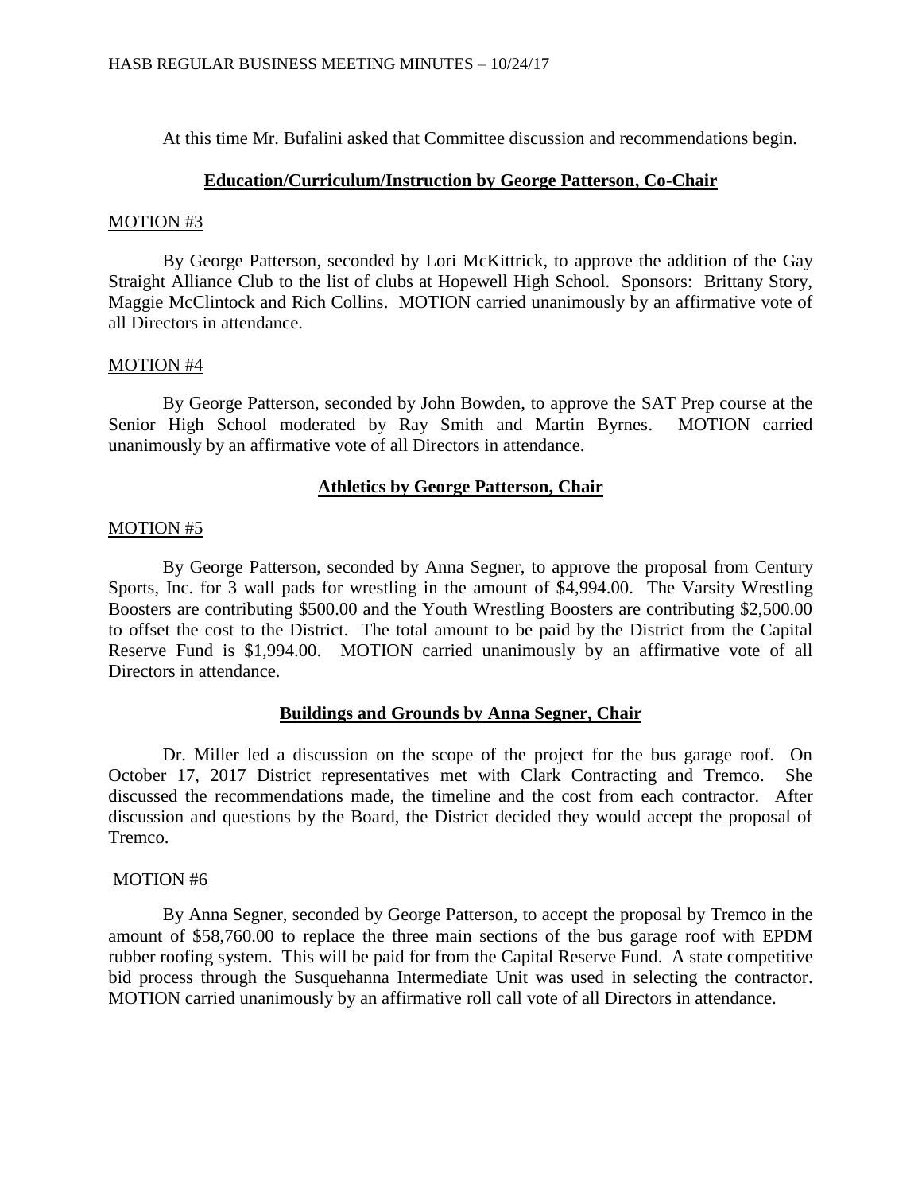At this time Mr. Bufalini asked that Committee discussion and recommendations begin.

## Education/Curriculum/Instruction by George Patterson, Co-Chair

MOTION #3

By George Patterson, seconded by Lori McKittrick, to approve the addition of the Gay Straight Alliance Club to the list of clubs at Hopewell High School. Sponsors: Brittany Story, Maggie McClintock and Rich Collins. MOTION carried unanimously by an affirmative vote of all Directors in attendance.

MOTION #4

By George Patterson, seconded by John Bowden, to approve the SAT Prep course at the Senior High School moderated by Ray Smith and Martin Byrnes. MOTION carried unanimously by an affirmative vote of all Directors in attendance.

## Athletics by George Patterson, Chair

MOTION #5

By George Patterson, seconded by Anna Segner, to approve the proposal from Century Sports, Inc. for 3 wall pads for wrestling in the amount of $4,994.00. The Varsity Wrestling Boosters are contributing $500.00 and the Youth Wrestling Boosters are contributing $2,500.00 to offset the cost to the District. The total amount to be paid by the District from the Capital Reserve Fund is $1,994.00. MOTION carried unanimously by an affirmative vote of all Directors in attendance.

## Buildings and Grounds by Anna Segner, Chair

Dr. Miller led a discussion on the scope of the project for the bus garage roof. On October 17, 2017 District representatives met with Clark Contracting and Tremco. She discussed the recommendations made, the timeline and the cost from each contractor. After discussion and questions by the Board, the District decided they would accept the proposal of Tremco.

MOTION #6

By Anna Segner, seconded by George Patterson, to accept the proposal by Tremco in the amount of $58,760.00 to replace the three main sections of the bus garage roof with EPDM rubber roofing system. This will be paid for from the Capital Reserve Fund. A state competitive bid process through the Susquehanna Intermediate Unit was used in selecting the contractor. MOTION carried unanimously by an affirmative roll call vote of all Directors in attendance.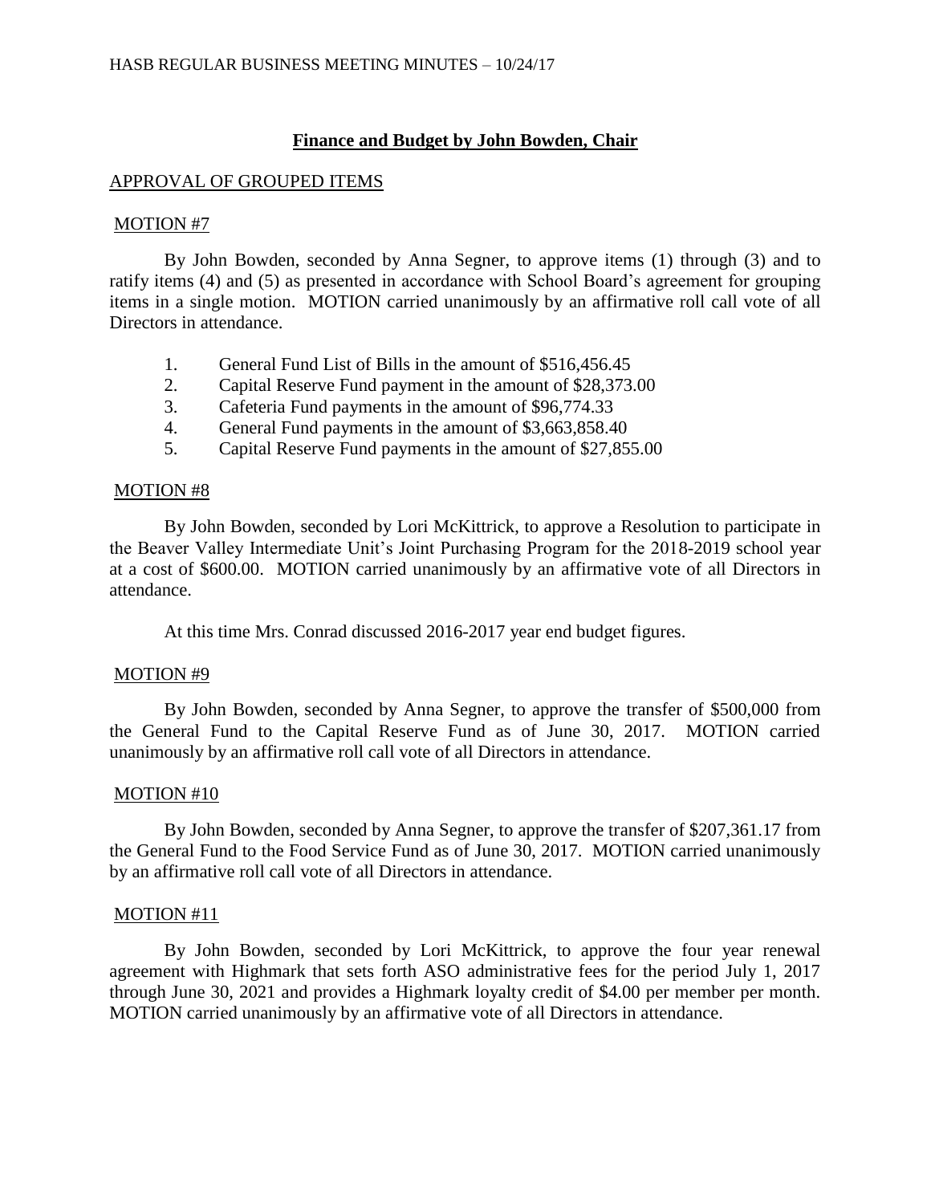## Finance and Budget by John Bowden, Chair

APPROVAL OF GROUPED ITEMS

MOTION #7

By John Bowden, seconded by Anna Segner, to approve items (1) through (3) and to ratify items (4) and (5) as presented in accordance with School Board's agreement for grouping items in a single motion. MOTION carried unanimously by an affirmative roll call vote of all Directors in attendance.

1. General Fund List of Bills in the amount of $516,456.45
2. Capital Reserve Fund payment in the amount of $28,373.00
3. Cafeteria Fund payments in the amount of $96,774.33
4. General Fund payments in the amount of $3,663,858.40
5. Capital Reserve Fund payments in the amount of $27,855.00

MOTION #8

By John Bowden, seconded by Lori McKittrick, to approve a Resolution to participate in the Beaver Valley Intermediate Unit's Joint Purchasing Program for the 2018-2019 school year at a cost of $600.00. MOTION carried unanimously by an affirmative vote of all Directors in attendance.

At this time Mrs. Conrad discussed 2016-2017 year end budget figures.

MOTION #9

By John Bowden, seconded by Anna Segner, to approve the transfer of $500,000 from the General Fund to the Capital Reserve Fund as of June 30, 2017. MOTION carried unanimously by an affirmative roll call vote of all Directors in attendance.

MOTION #10

By John Bowden, seconded by Anna Segner, to approve the transfer of $207,361.17 from the General Fund to the Food Service Fund as of June 30, 2017. MOTION carried unanimously by an affirmative roll call vote of all Directors in attendance.

MOTION #11

By John Bowden, seconded by Lori McKittrick, to approve the four year renewal agreement with Highmark that sets forth ASO administrative fees for the period July 1, 2017 through June 30, 2021 and provides a Highmark loyalty credit of $4.00 per member per month. MOTION carried unanimously by an affirmative vote of all Directors in attendance.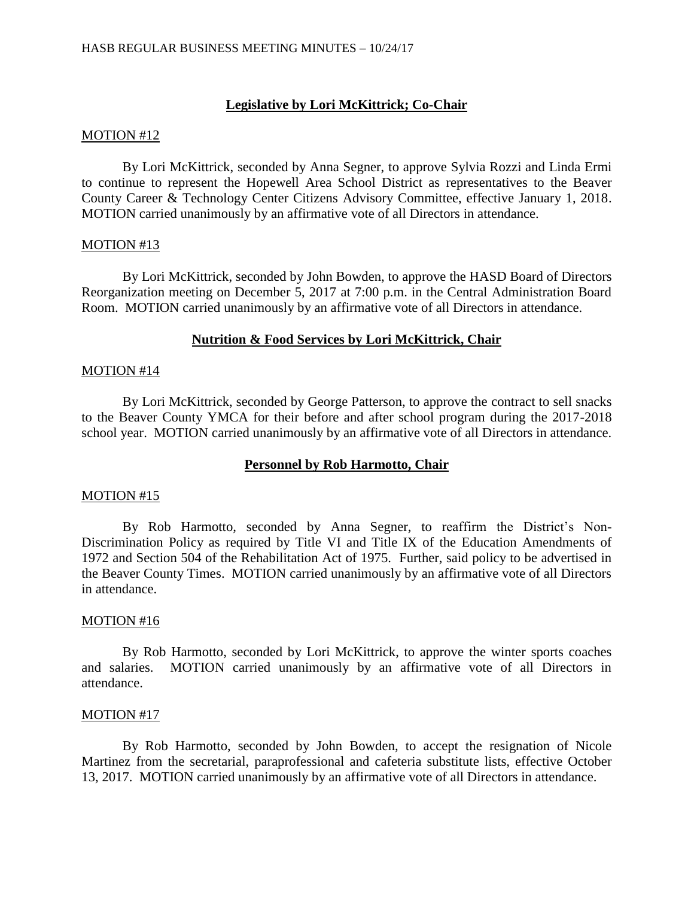**Legislative by Lori McKittrick; Co-Chair**

MOTION #12

By Lori McKittrick, seconded by Anna Segner, to approve Sylvia Rozzi and Linda Ermi to continue to represent the Hopewell Area School District as representatives to the Beaver County Career & Technology Center Citizens Advisory Committee, effective January 1, 2018. MOTION carried unanimously by an affirmative vote of all Directors in attendance.

MOTION #13

By Lori McKittrick, seconded by John Bowden, to approve the HASD Board of Directors Reorganization meeting on December 5, 2017 at 7:00 p.m. in the Central Administration Board Room. MOTION carried unanimously by an affirmative vote of all Directors in attendance.

**Nutrition & Food Services by Lori McKittrick, Chair**

MOTION #14

By Lori McKittrick, seconded by George Patterson, to approve the contract to sell snacks to the Beaver County YMCA for their before and after school program during the 2017-2018 school year. MOTION carried unanimously by an affirmative vote of all Directors in attendance.

**Personnel by Rob Harmotto, Chair**

MOTION #15

By Rob Harmotto, seconded by Anna Segner, to reaffirm the District's Non-Discrimination Policy as required by Title VI and Title IX of the Education Amendments of 1972 and Section 504 of the Rehabilitation Act of 1975. Further, said policy to be advertised in the Beaver County Times. MOTION carried unanimously by an affirmative vote of all Directors in attendance.

MOTION #16

By Rob Harmotto, seconded by Lori McKittrick, to approve the winter sports coaches and salaries. MOTION carried unanimously by an affirmative vote of all Directors in attendance.

MOTION #17

By Rob Harmotto, seconded by John Bowden, to accept the resignation of Nicole Martinez from the secretarial, paraprofessional and cafeteria substitute lists, effective October 13, 2017. MOTION carried unanimously by an affirmative vote of all Directors in attendance.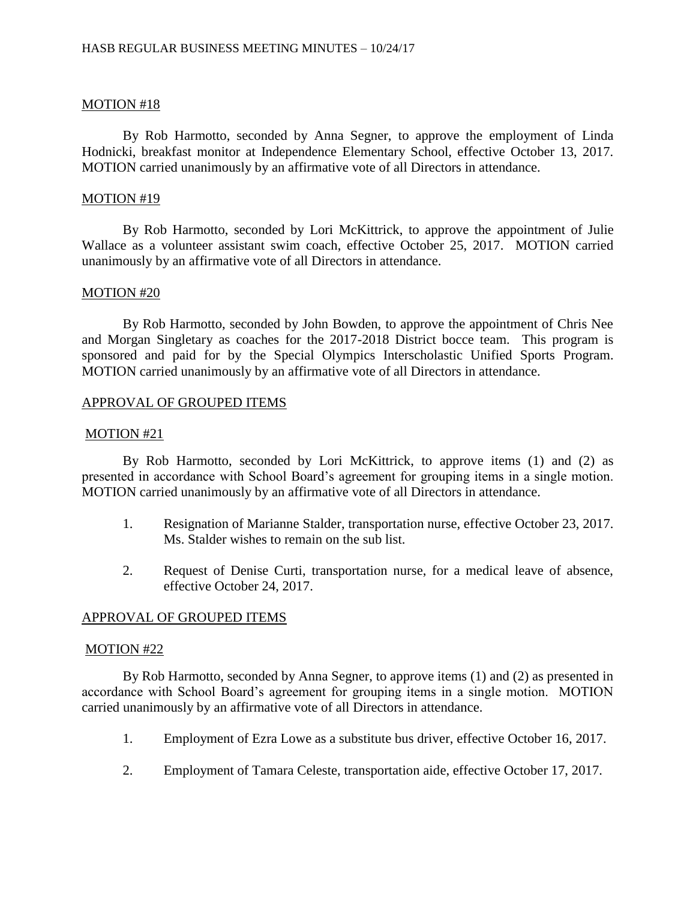MOTION #18

By Rob Harmotto, seconded by Anna Segner, to approve the employment of Linda Hodnicki, breakfast monitor at Independence Elementary School, effective October 13, 2017. MOTION carried unanimously by an affirmative vote of all Directors in attendance.

MOTION #19

By Rob Harmotto, seconded by Lori McKittrick, to approve the appointment of Julie Wallace as a volunteer assistant swim coach, effective October 25, 2017. MOTION carried unanimously by an affirmative vote of all Directors in attendance.

MOTION #20

By Rob Harmotto, seconded by John Bowden, to approve the appointment of Chris Nee and Morgan Singletary as coaches for the 2017-2018 District bocce team. This program is sponsored and paid for by the Special Olympics Interscholastic Unified Sports Program. MOTION carried unanimously by an affirmative vote of all Directors in attendance.

APPROVAL OF GROUPED ITEMS

MOTION #21

By Rob Harmotto, seconded by Lori McKittrick, to approve items (1) and (2) as presented in accordance with School Board's agreement for grouping items in a single motion. MOTION carried unanimously by an affirmative vote of all Directors in attendance.

1. Resignation of Marianne Stalder, transportation nurse, effective October 23, 2017. Ms. Stalder wishes to remain on the sub list.

2. Request of Denise Curti, transportation nurse, for a medical leave of absence, effective October 24, 2017.

APPROVAL OF GROUPED ITEMS

MOTION #22

By Rob Harmotto, seconded by Anna Segner, to approve items (1) and (2) as presented in accordance with School Board's agreement for grouping items in a single motion. MOTION carried unanimously by an affirmative vote of all Directors in attendance.

1. Employment of Ezra Lowe as a substitute bus driver, effective October 16, 2017.

2. Employment of Tamara Celeste, transportation aide, effective October 17, 2017.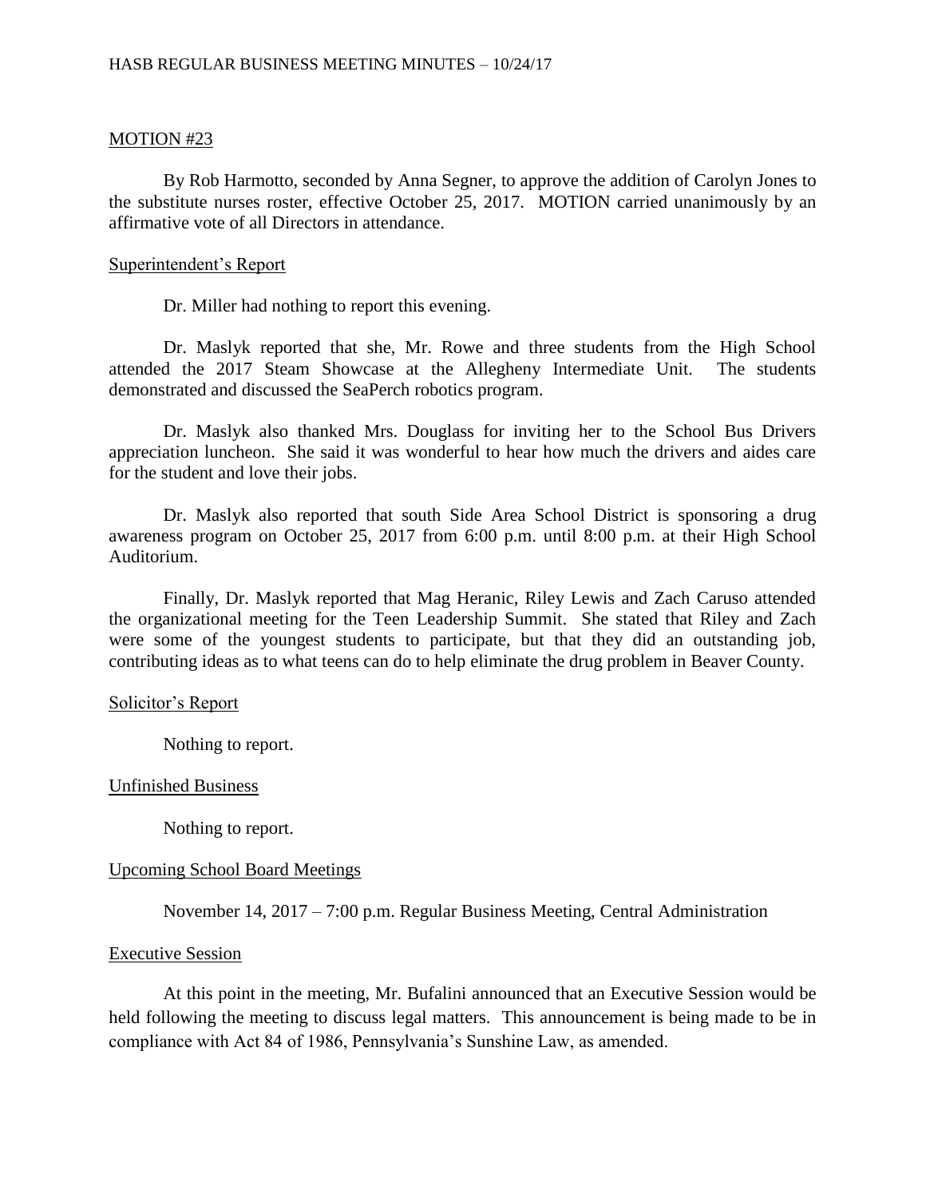MOTION #23

By Rob Harmotto, seconded by Anna Segner, to approve the addition of Carolyn Jones to the substitute nurses roster, effective October 25, 2017. MOTION carried unanimously by an affirmative vote of all Directors in attendance.

Superintendent's Report

Dr. Miller had nothing to report this evening.

Dr. Maslyk reported that she, Mr. Rowe and three students from the High School attended the 2017 Steam Showcase at the Allegheny Intermediate Unit. The students demonstrated and discussed the SeaPerch robotics program.

Dr. Maslyk also thanked Mrs. Douglass for inviting her to the School Bus Drivers appreciation luncheon. She said it was wonderful to hear how much the drivers and aides care for the student and love their jobs.

Dr. Maslyk also reported that south Side Area School District is sponsoring a drug awareness program on October 25, 2017 from 6:00 p.m. until 8:00 p.m. at their High School Auditorium.

Finally, Dr. Maslyk reported that Mag Heranic, Riley Lewis and Zach Caruso attended the organizational meeting for the Teen Leadership Summit. She stated that Riley and Zach were some of the youngest students to participate, but that they did an outstanding job, contributing ideas as to what teens can do to help eliminate the drug problem in Beaver County.

Solicitor's Report

Nothing to report.

Unfinished Business

Nothing to report.

Upcoming School Board Meetings

November 14, 2017 – 7:00 p.m. Regular Business Meeting, Central Administration

Executive Session

At this point in the meeting, Mr. Bufalini announced that an Executive Session would be held following the meeting to discuss legal matters. This announcement is being made to be in compliance with Act 84 of 1986, Pennsylvania's Sunshine Law, as amended.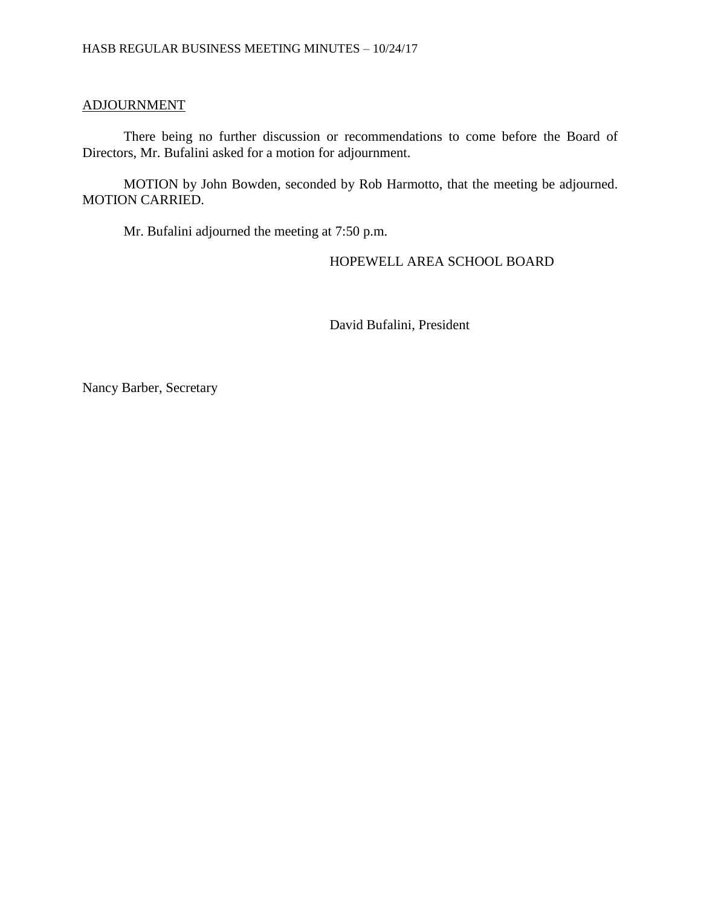ADJOURNMENT

There being no further discussion or recommendations to come before the Board of Directors, Mr. Bufalini asked for a motion for adjournment.

MOTION by John Bowden, seconded by Rob Harmotto, that the meeting be adjourned. MOTION CARRIED.

Mr. Bufalini adjourned the meeting at 7:50 p.m.

HOPEWELL AREA SCHOOL BOARD

David Bufalini, President

Nancy Barber, Secretary